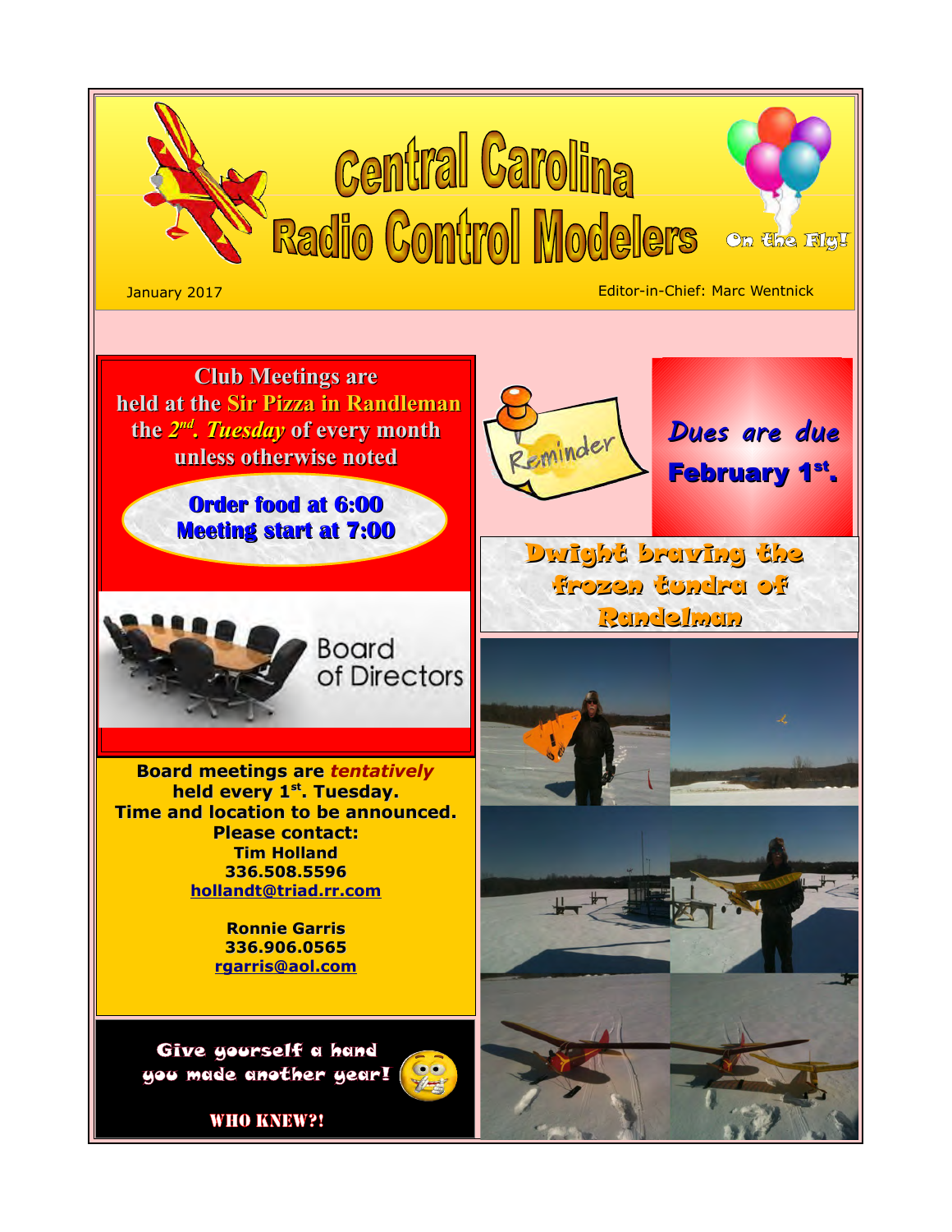# Central Carolina Radio Control Modelers

On the Fly!

January 2017

Editor-in-Chief: Marc Wentnick

**Club Meetings are held at the Sir Pizza in Randleman the 2nd. *Tuesday* of every month unless otherwise noted**

**Order food at 6:00**
**Meeting start at 7:00**

Reminder

***Dues are due February 1st.***

## Board of Directors

**Board meetings are *tentatively* held every 1st. Tuesday.**
**Time and location to be announced.**
**Please contact:**

**Tim Holland**
**336.508.5596**
**hollandt@triad.rr.com**

**Ronnie Garris**
**336.906.0565**
**rgarris@aol.com**

## Dwight braving the frozen tundra of Randelman

**Give yourself a hand you made another year!**

**WHO KNEW?!**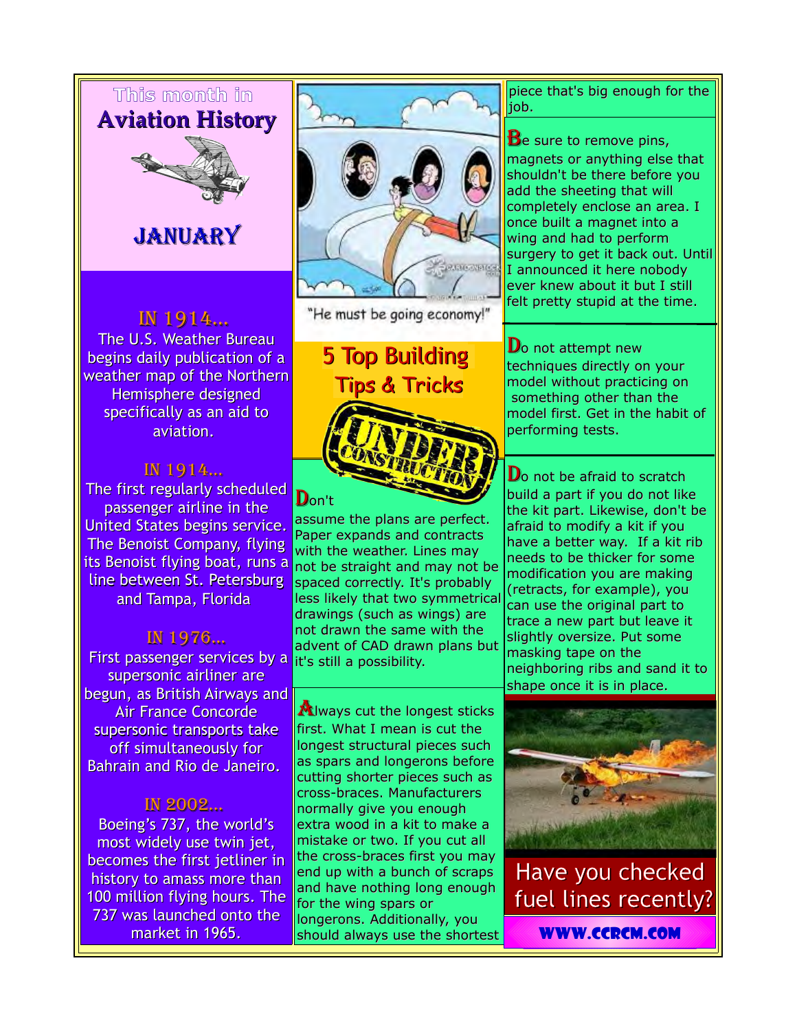# This month in Aviation History

## JANUARY

### IN 1914...

The U.S. Weather Bureau begins daily publication of a weather map of the Northern Hemisphere designed specifically as an aid to aviation.

### IN 1914...

The first regularly scheduled passenger airline in the United States begins service. The Benoist Company, flying its Benoist flying boat, runs a line between St. Petersburg and Tampa, Florida

### IN 1976...

First passenger services by a supersonic airliner are begun, as British Airways and Air France Concorde supersonic transports take off simultaneously for Bahrain and Rio de Janeiro.

### IN 2002...

Boeing's 737, the world's most widely use twin jet, becomes the first jetliner in history to amass more than 100 million flying hours. The 737 was launched onto the market in 1965.

"He must be going economy!"

## 5 Top Building Tips & Tricks

UNDER CONSTRUCTION

**D**on't assume the plans are perfect. Paper expands and contracts with the weather. Lines may not be straight and may not be spaced correctly. It's probably less likely that two symmetrical drawings (such as wings) are not drawn the same with the advent of CAD drawn plans but it's still a possibility.

**A**lways cut the longest sticks first. What I mean is cut the longest structural pieces such as spars and longerons before cutting shorter pieces such as cross-braces. Manufacturers normally give you enough extra wood in a kit to make a mistake or two. If you cut all the cross-braces first you may end up with a bunch of scraps and have nothing long enough for the wing spars or longerons. Additionally, you should always use the shortest piece that's big enough for the job.

**B**e sure to remove pins, magnets or anything else that shouldn't be there before you add the sheeting that will completely enclose an area. I once built a magnet into a wing and had to perform surgery to get it back out. Until I announced it here nobody ever knew about it but I still felt pretty stupid at the time.

**D**o not attempt new techniques directly on your model without practicing on something other than the model first. Get in the habit of performing tests.

**D**o not be afraid to scratch build a part if you do not like the kit part. Likewise, don't be afraid to modify a kit if you have a better way. If a kit rib needs to be thicker for some modification you are making (retracts, for example), you can use the original part to trace a new part but leave it slightly oversize. Put some masking tape on the neighboring ribs and sand it to shape once it is in place.

Have you checked fuel lines recently?

WWW.CCRCM.COM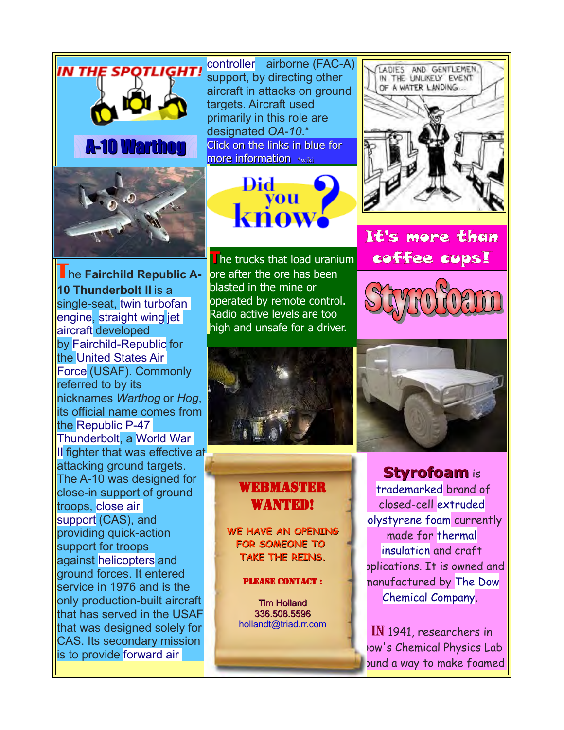## IN THE SPOTLIGHT!

## A-10 Warthog

**T**he **Fairchild Republic A-10 Thunderbolt II** is a single-seat, twin turbofan engine, straight wing jet aircraft developed by Fairchild-Republic for the United States Air Force (USAF). Commonly referred to by its nicknames *Warthog* or *Hog*, its official name comes from the Republic P-47 Thunderbolt, a World War II fighter that was effective at attacking ground targets. The A-10 was designed for close-in support of ground troops, close air support (CAS), and providing quick-action support for troops against helicopters and ground forces. It entered service in 1976 and is the only production-built aircraft that has served in the USAF that was designed solely for CAS. Its secondary mission is to provide forward air controller – airborne (FAC-A) support, by directing other aircraft in attacks on ground targets. Aircraft used primarily in this role are designated *OA-10*.*

Click on the links in blue for more information *wiki

## Did you know?

**T**he trucks that load uranium ore after the ore has been blasted in the mine or operated by remote control. Radio active levels are too high and unsafe for a driver.

## WEBMASTER WANTED!

WE HAVE AN OPENING FOR SOMEONE TO TAKE THE REINS.

**PLEASE CONTACT :**

Tim Holland
336.508.5596
hollandt@triad.rr.com

## It's more than coffee cups!

## Styrofoam

**Styrofoam** is trademarked brand of closed-cell extruded polystyrene foam currently made for thermal insulation and craft applications. It is owned and manufactured by The Dow Chemical Company.

IN 1941, researchers in Dow's Chemical Physics Lab found a way to make foamed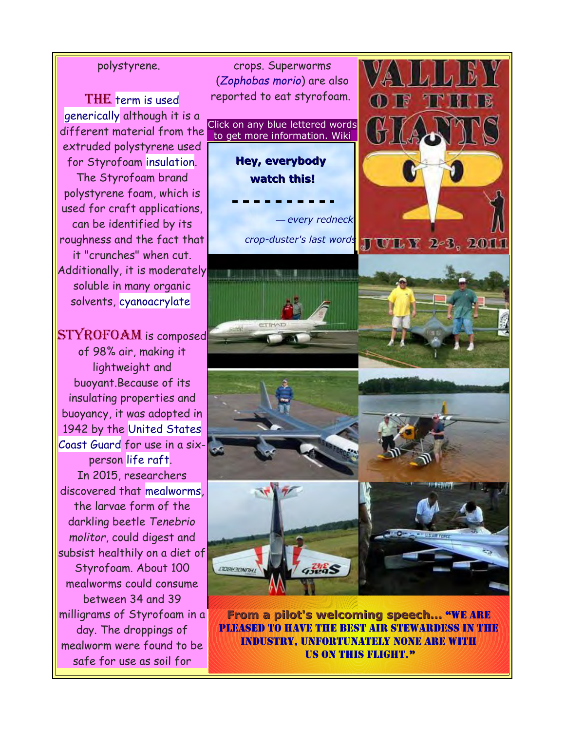polystyrene.

THE term is used generically although it is a different material from the extruded polystyrene used for Styrofoam insulation. The Styrofoam brand polystyrene foam, which is used for craft applications, can be identified by its roughness and the fact that it "crunches" when cut. Additionally, it is moderately soluble in many organic solvents, cyanoacrylate

STYROFOAM is composed of 98% air, making it lightweight and buoyant.Because of its insulating properties and buoyancy, it was adopted in 1942 by the United States Coast Guard for use in a six-person life raft.

In 2015, researchers discovered that mealworms, the larvae form of the darkling beetle *Tenebrio molitor*, could digest and subsist healthily on a diet of Styrofoam. About 100 mealworms could consume between 34 and 39 milligrams of Styrofoam in a day. The droppings of mealworm were found to be safe for use as soil for crops. Superworms (*Zophobas morio*) are also reported to eat styrofoam.

Click on any blue lettered words to get more information. Wiki

**Hey, everybody watch this!**

— *every redneck crop-duster's last words*

VALLEY OF THE GIANTS

JULY 2-3, 2011

**From a pilot's welcoming speech...** "WE ARE PLEASED TO HAVE THE BEST AIR STEWARDESS IN THE INDUSTRY, UNFORTUNATELY NONE ARE WITH US ON THIS FLIGHT."